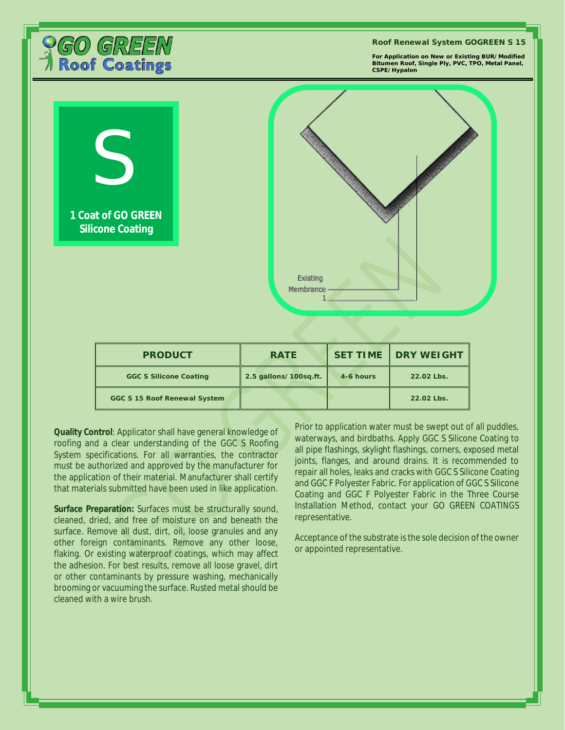**GO GREEN Roof Coatings**

**Roof Renewal System GOGREEN S 15**

**For Application on New or Existing BUR/Modified Bitumen Roof, Single Ply, PVC, TPO, Metal Panel, CSPE/Hypalon**

# S

**1 Coat of GO GREEN Silicone Coating**

Existing Membrane

1

| PRODUCT | RATE | SET TIME | DRY WEIGHT |
|---|---|---|---|
| GGC S Silicone Coating | 2.5 gallons/100sq.ft. | 4-6 hours | 22.02 Lbs. |
| GGC S 15 Roof Renewal System | | | 22.02 Lbs. |

**Quality Control**: Applicator shall have general knowledge of roofing and a clear understanding of the GGC S Roofing System specifications. For all warranties, the contractor must be authorized and approved by the manufacturer for the application of their material. Manufacturer shall certify that materials submitted have been used in like application.

**Surface Preparation:** Surfaces must be structurally sound, cleaned, dried, and free of moisture on and beneath the surface. Remove all dust, dirt, oil, loose granules and any other foreign contaminants. Remove any other loose, flaking. Or existing waterproof coatings, which may affect the adhesion. For best results, remove all loose gravel, dirt or other contaminants by pressure washing, mechanically brooming or vacuuming the surface. Rusted metal should be cleaned with a wire brush.

Prior to application water must be swept out of all puddles, waterways, and birdbaths. Apply GGC S Silicone Coating to all pipe flashings, skylight flashings, corners, exposed metal joints, flanges, and around drains. It is recommended to repair all holes, leaks and cracks with GGC S Silicone Coating and GGC F Polyester Fabric. For application of GGC S Silicone Coating and GGC F Polyester Fabric in the Three Course Installation Method, contact your GO GREEN COATINGS representative.

Acceptance of the substrate is the sole decision of the owner or appointed representative.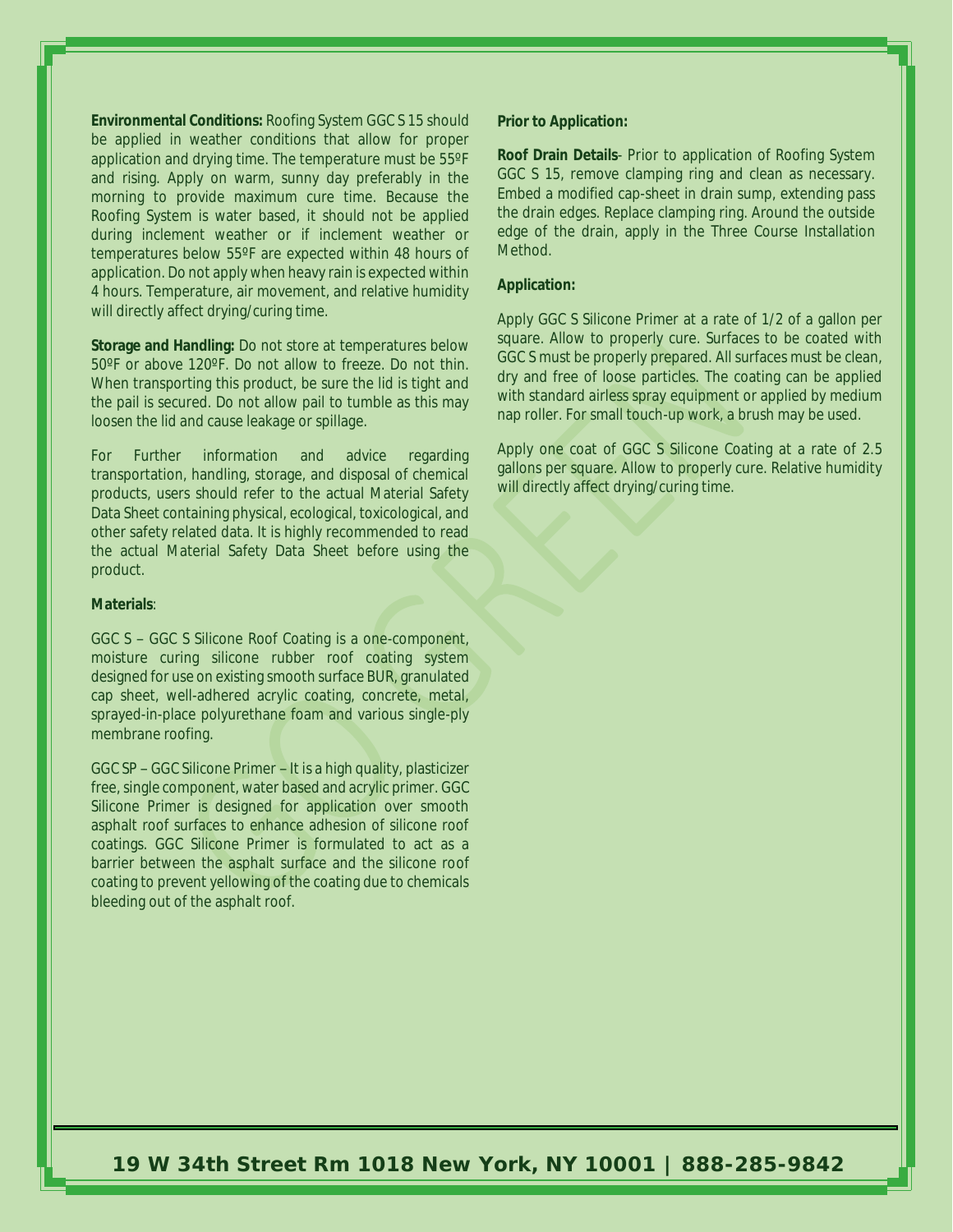**Environmental Conditions:** Roofing System GGC S 15 should be applied in weather conditions that allow for proper application and drying time. The temperature must be 55ºF and rising. Apply on warm, sunny day preferably in the morning to provide maximum cure time. Because the Roofing System is water based, it should not be applied during inclement weather or if inclement weather or temperatures below 55ºF are expected within 48 hours of application. Do not apply when heavy rain is expected within 4 hours. Temperature, air movement, and relative humidity will directly affect drying/curing time.

**Storage and Handling:** Do not store at temperatures below 50ºF or above 120ºF. Do not allow to freeze. Do not thin. When transporting this product, be sure the lid is tight and the pail is secured. Do not allow pail to tumble as this may loosen the lid and cause leakage or spillage.

For Further information and advice regarding transportation, handling, storage, and disposal of chemical products, users should refer to the actual Material Safety Data Sheet containing physical, ecological, toxicological, and other safety related data. It is highly recommended to read the actual Material Safety Data Sheet before using the product.

**Materials**:

GGC S – GGC S Silicone Roof Coating is a one-component, moisture curing silicone rubber roof coating system designed for use on existing smooth surface BUR, granulated cap sheet, well-adhered acrylic coating, concrete, metal, sprayed-in-place polyurethane foam and various single-ply membrane roofing.

GGC SP – GGC Silicone Primer – It is a high quality, plasticizer free, single component, water based and acrylic primer. GGC Silicone Primer is designed for application over smooth asphalt roof surfaces to enhance adhesion of silicone roof coatings. GGC Silicone Primer is formulated to act as a barrier between the asphalt surface and the silicone roof coating to prevent yellowing of the coating due to chemicals bleeding out of the asphalt roof.

**Prior to Application:**

**Roof Drain Details**- Prior to application of Roofing System GGC S 15, remove clamping ring and clean as necessary. Embed a modified cap-sheet in drain sump, extending pass the drain edges. Replace clamping ring. Around the outside edge of the drain, apply in the Three Course Installation Method.

**Application:**

Apply GGC S Silicone Primer at a rate of 1/2 of a gallon per square. Allow to properly cure. Surfaces to be coated with GGC S must be properly prepared. All surfaces must be clean, dry and free of loose particles. The coating can be applied with standard airless spray equipment or applied by medium nap roller. For small touch-up work, a brush may be used.

Apply one coat of GGC S Silicone Coating at a rate of 2.5 gallons per square. Allow to properly cure. Relative humidity will directly affect drying/curing time.

**19 W 34th Street Rm 1018 New York, NY 10001 | 888-285-9842**